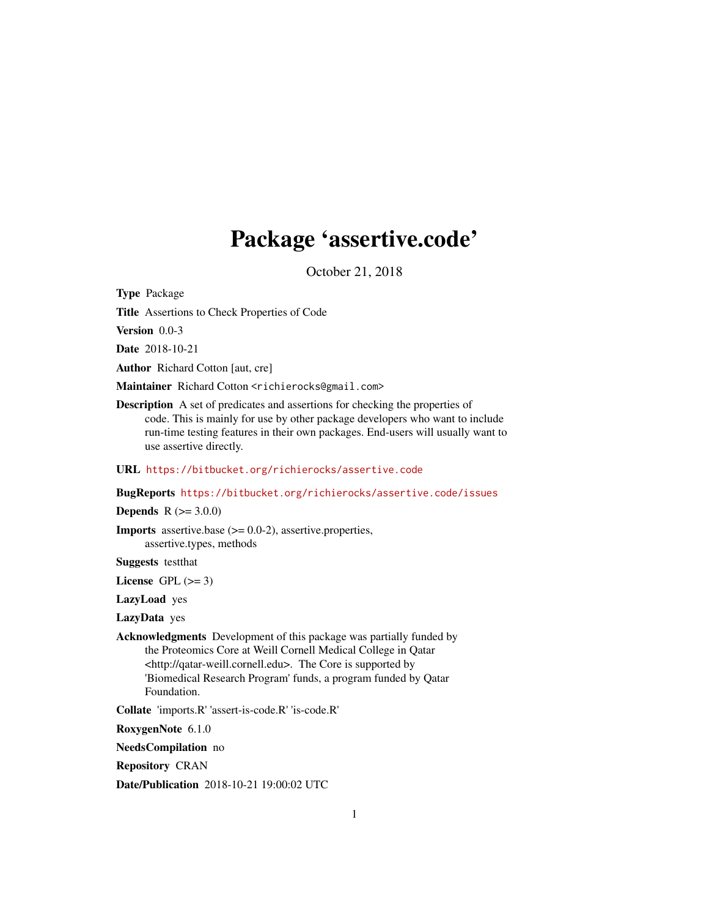# Package 'assertive.code'

October 21, 2018

**Type** Package

**Title** Assertions to Check Properties of Code

**Version** 0.0-3

**Date** 2018-10-21

**Author** Richard Cotton [aut, cre]

**Maintainer** Richard Cotton <richierocks@gmail.com>

**Description** A set of predicates and assertions for checking the properties of code. This is mainly for use by other package developers who want to include run-time testing features in their own packages. End-users will usually want to use assertive directly.

**URL** https://bitbucket.org/richierocks/assertive.code

**BugReports** https://bitbucket.org/richierocks/assertive.code/issues

**Depends** R (>= 3.0.0)

**Imports** assertive.base (>= 0.0-2), assertive.properties, assertive.types, methods

**Suggests** testthat

**License** GPL (>= 3)

**LazyLoad** yes

**LazyData** yes

**Acknowledgments** Development of this package was partially funded by the Proteomics Core at Weill Cornell Medical College in Qatar <http://qatar-weill.cornell.edu>. The Core is supported by 'Biomedical Research Program' funds, a program funded by Qatar Foundation.

**Collate** 'imports.R' 'assert-is-code.R' 'is-code.R'

**RoxygenNote** 6.1.0

**NeedsCompilation** no

**Repository** CRAN

**Date/Publication** 2018-10-21 19:00:02 UTC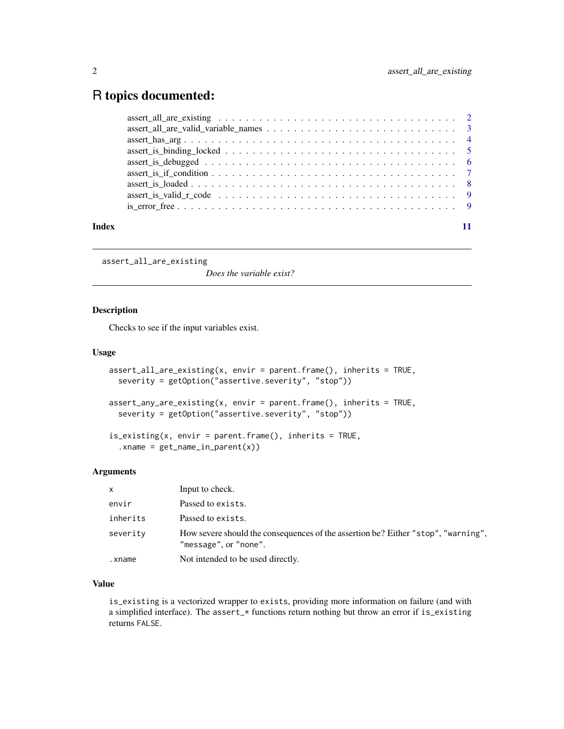# R topics documented:

| | |
|---|---|
| assert_all_are_existing | 2 |
| assert_all_are_valid_variable_names | 3 |
| assert_has_arg | 4 |
| assert_is_binding_locked | 5 |
| assert_is_debugged | 6 |
| assert_is_if_condition | 7 |
| assert_is_loaded | 8 |
| assert_is_valid_r_code | 9 |
| is_error_free | 9 |

**Index** 11

---

`assert_all_are_existing` *Does the variable exist?*

---

### Description

Checks to see if the input variables exist.

### Usage

```
assert_all_are_existing(x, envir = parent.frame(), inherits = TRUE,
  severity = getOption("assertive.severity", "stop"))

assert_any_are_existing(x, envir = parent.frame(), inherits = TRUE,
  severity = getOption("assertive.severity", "stop"))

is_existing(x, envir = parent.frame(), inherits = TRUE,
  .xname = get_name_in_parent(x))
```

### Arguments

| | |
|---|---|
| `x` | Input to check. |
| `envir` | Passed to `exists`. |
| `inherits` | Passed to `exists`. |
| `severity` | How severe should the consequences of the assertion be? Either `"stop"`, `"warning"`, `"message"`, or `"none"`. |
| `.xname` | Not intended to be used directly. |

### Value

`is_existing` is a vectorized wrapper to `exists`, providing more information on failure (and with a simplified interface). The `assert_*` functions return nothing but throw an error if `is_existing` returns `FALSE`.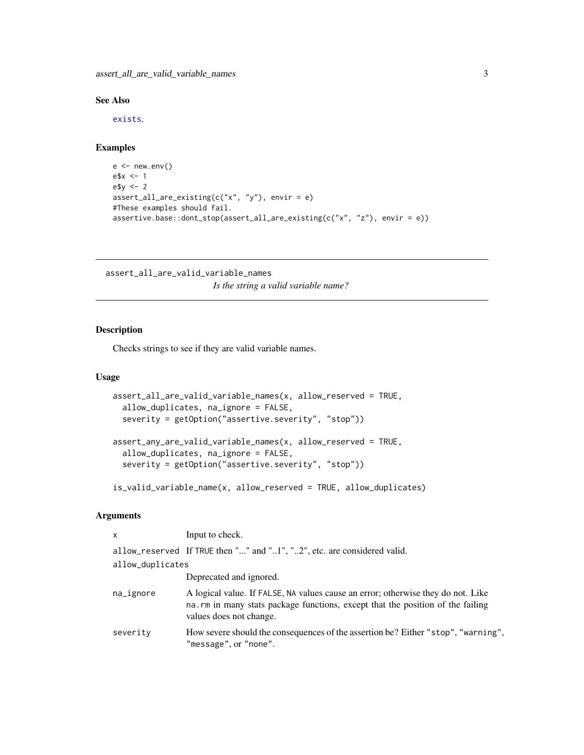### See Also

`exists`.

### Examples

```
e <- new.env()
e$x <- 1
e$y <- 2
assert_all_are_existing(c("x", "y"), envir = e)
#These examples should fail.
assertive.base::dont_stop(assert_all_are_existing(c("x", "z"), envir = e))
```

---

## assert_all_are_valid_variable_names

*Is the string a valid variable name?*

---

### Description

Checks strings to see if they are valid variable names.

### Usage

```
assert_all_are_valid_variable_names(x, allow_reserved = TRUE,
  allow_duplicates, na_ignore = FALSE,
  severity = getOption("assertive.severity", "stop"))

assert_any_are_valid_variable_names(x, allow_reserved = TRUE,
  allow_duplicates, na_ignore = FALSE,
  severity = getOption("assertive.severity", "stop"))

is_valid_variable_name(x, allow_reserved = TRUE, allow_duplicates)
```

### Arguments

| | |
|---|---|
| `x` | Input to check. |
| `allow_reserved` | If `TRUE` then "..." and "..1", "..2", etc. are considered valid. |
| `allow_duplicates` | Deprecated and ignored. |
| `na_ignore` | A logical value. If `FALSE`, `NA` values cause an error; otherwise they do not. Like `na.rm` in many stats package functions, except that the position of the failing values does not change. |
| `severity` | How severe should the consequences of the assertion be? Either `"stop"`, `"warning"`, `"message"`, or `"none"`. |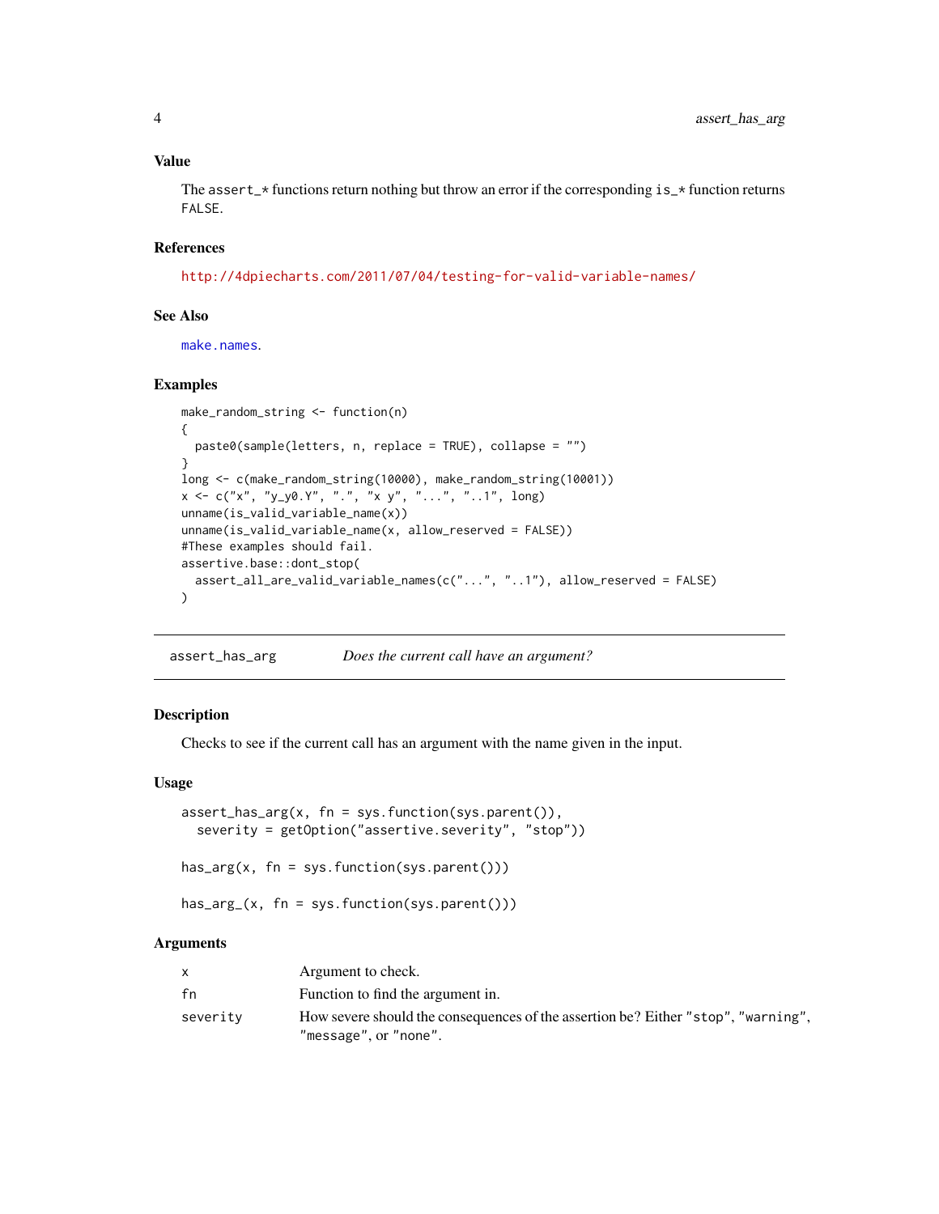### Value

The `assert_*` functions return nothing but throw an error if the corresponding `is_*` function returns `FALSE`.

### References

http://4dpiecharts.com/2011/07/04/testing-for-valid-variable-names/

### See Also

`make.names`.

### Examples

```
make_random_string <- function(n)
{
  paste0(sample(letters, n, replace = TRUE), collapse = "")
}
long <- c(make_random_string(10000), make_random_string(10001))
x <- c("x", "y_y0.Y", ".", "x y", "...", "..1", long)
unname(is_valid_variable_name(x))
unname(is_valid_variable_name(x, allow_reserved = FALSE))
#These examples should fail.
assertive.base::dont_stop(
  assert_all_are_valid_variable_names(c("...", "..1"), allow_reserved = FALSE)
)
```

---

## assert_has_arg — *Does the current call have an argument?*

---

### Description

Checks to see if the current call has an argument with the name given in the input.

### Usage

```
assert_has_arg(x, fn = sys.function(sys.parent()),
  severity = getOption("assertive.severity", "stop"))

has_arg(x, fn = sys.function(sys.parent()))

has_arg_(x, fn = sys.function(sys.parent()))
```

### Arguments

| | |
|---|---|
| `x` | Argument to check. |
| `fn` | Function to find the argument in. |
| `severity` | How severe should the consequences of the assertion be? Either `"stop"`, `"warning"`, `"message"`, or `"none"`. |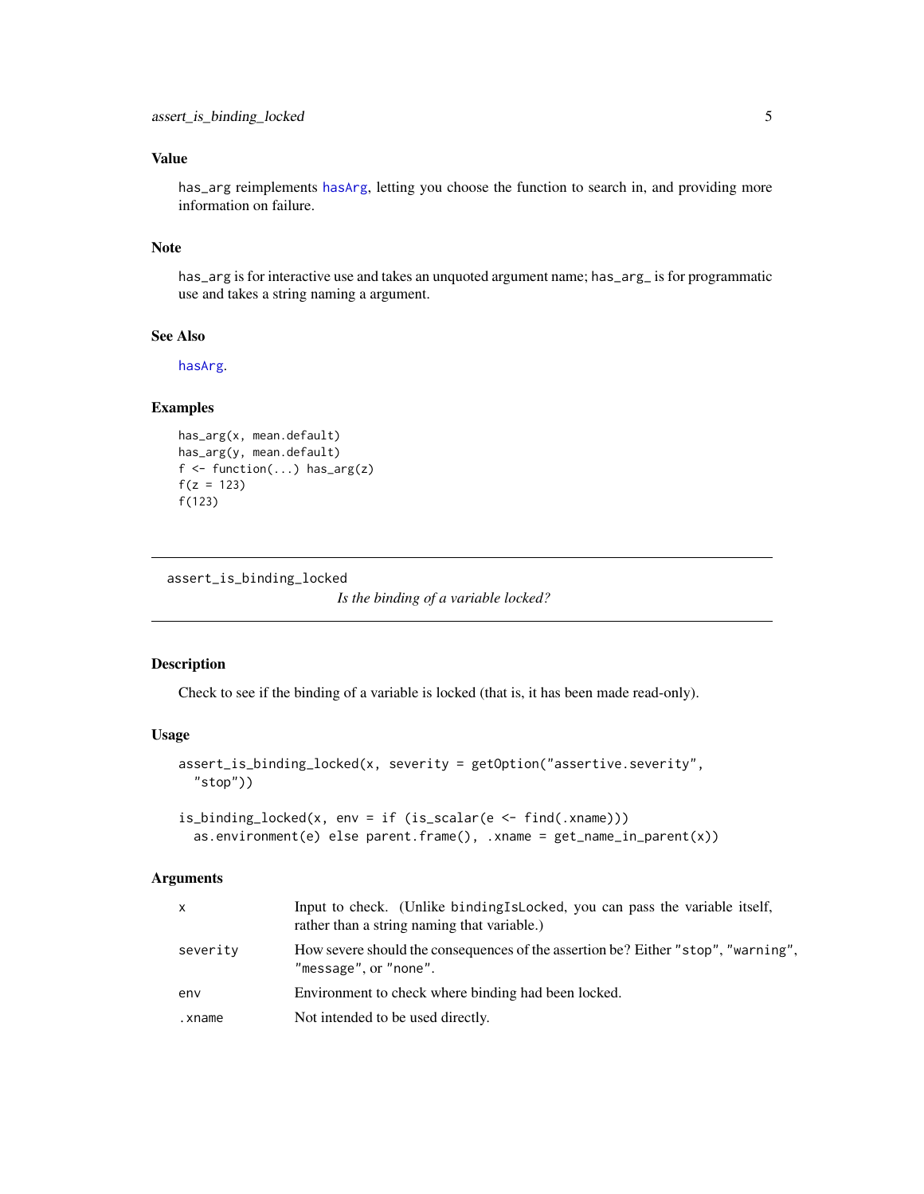### Value

has_arg reimplements hasArg, letting you choose the function to search in, and providing more information on failure.

### Note

has_arg is for interactive use and takes an unquoted argument name; has_arg_ is for programmatic use and takes a string naming a argument.

### See Also

hasArg.

### Examples

```
has_arg(x, mean.default)
has_arg(y, mean.default)
f <- function(...) has_arg(z)
f(z = 123)
f(123)
```

---

## assert_is_binding_locked

*Is the binding of a variable locked?*

### Description

Check to see if the binding of a variable is locked (that is, it has been made read-only).

### Usage

```
assert_is_binding_locked(x, severity = getOption("assertive.severity",
  "stop"))

is_binding_locked(x, env = if (is_scalar(e <- find(.xname)))
  as.environment(e) else parent.frame(), .xname = get_name_in_parent(x))
```

### Arguments

| | |
|---|---|
| x | Input to check. (Unlike bindingIsLocked, you can pass the variable itself, rather than a string naming that variable.) |
| severity | How severe should the consequences of the assertion be? Either "stop", "warning", "message", or "none". |
| env | Environment to check where binding had been locked. |
| .xname | Not intended to be used directly. |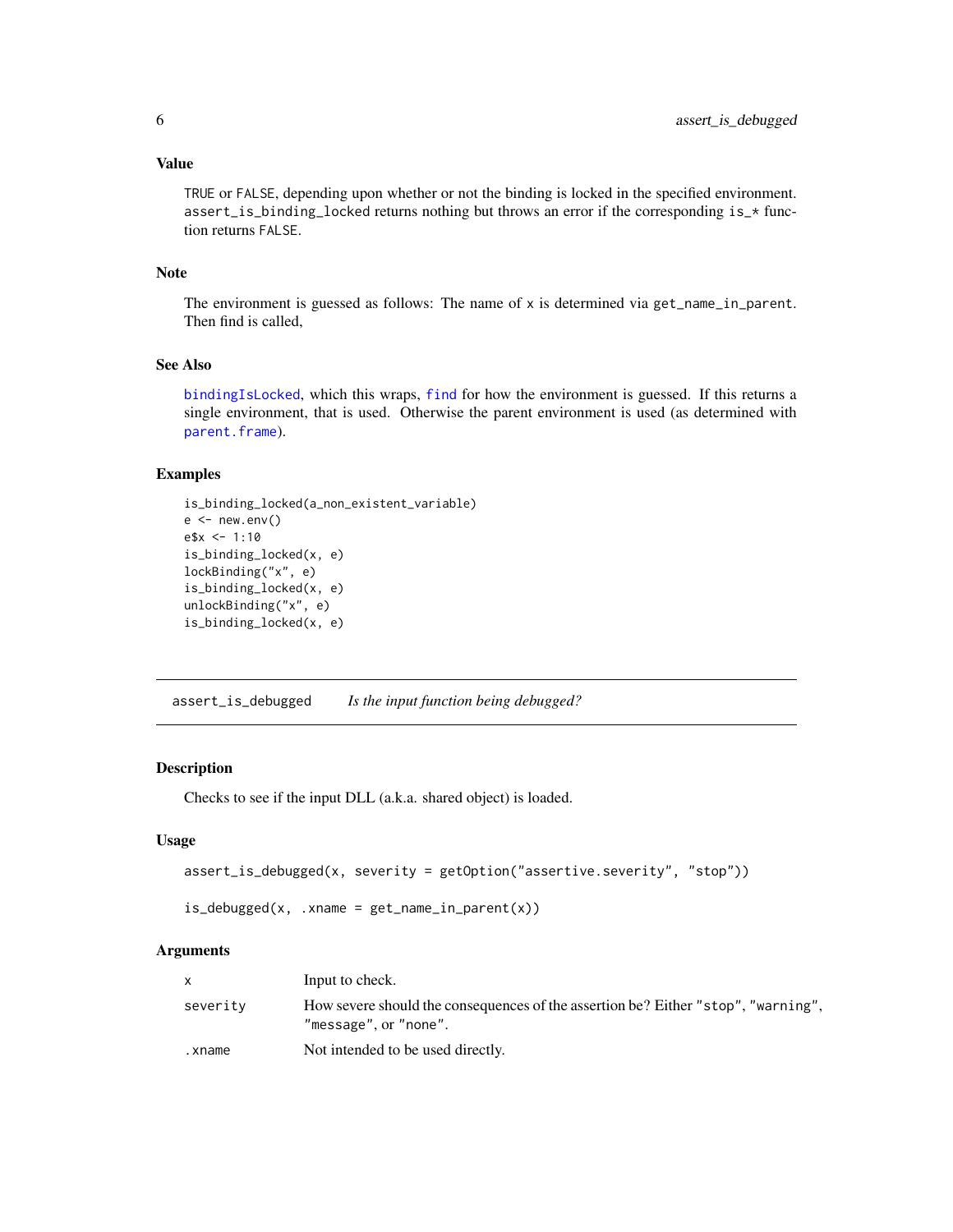### Value

TRUE or FALSE, depending upon whether or not the binding is locked in the specified environment. assert_is_binding_locked returns nothing but throws an error if the corresponding is_* function returns FALSE.

### Note

The environment is guessed as follows: The name of x is determined via get_name_in_parent. Then find is called,

### See Also

bindingIsLocked, which this wraps, find for how the environment is guessed. If this returns a single environment, that is used. Otherwise the parent environment is used (as determined with parent.frame).

### Examples

```
is_binding_locked(a_non_existent_variable)
e <- new.env()
e$x <- 1:10
is_binding_locked(x, e)
lockBinding("x", e)
is_binding_locked(x, e)
unlockBinding("x", e)
is_binding_locked(x, e)
```

---

## assert_is_debugged — *Is the input function being debugged?*

### Description

Checks to see if the input DLL (a.k.a. shared object) is loaded.

### Usage

```
assert_is_debugged(x, severity = getOption("assertive.severity", "stop"))

is_debugged(x, .xname = get_name_in_parent(x))
```

### Arguments

| | |
|---|---|
| x | Input to check. |
| severity | How severe should the consequences of the assertion be? Either "stop", "warning", "message", or "none". |
| .xname | Not intended to be used directly. |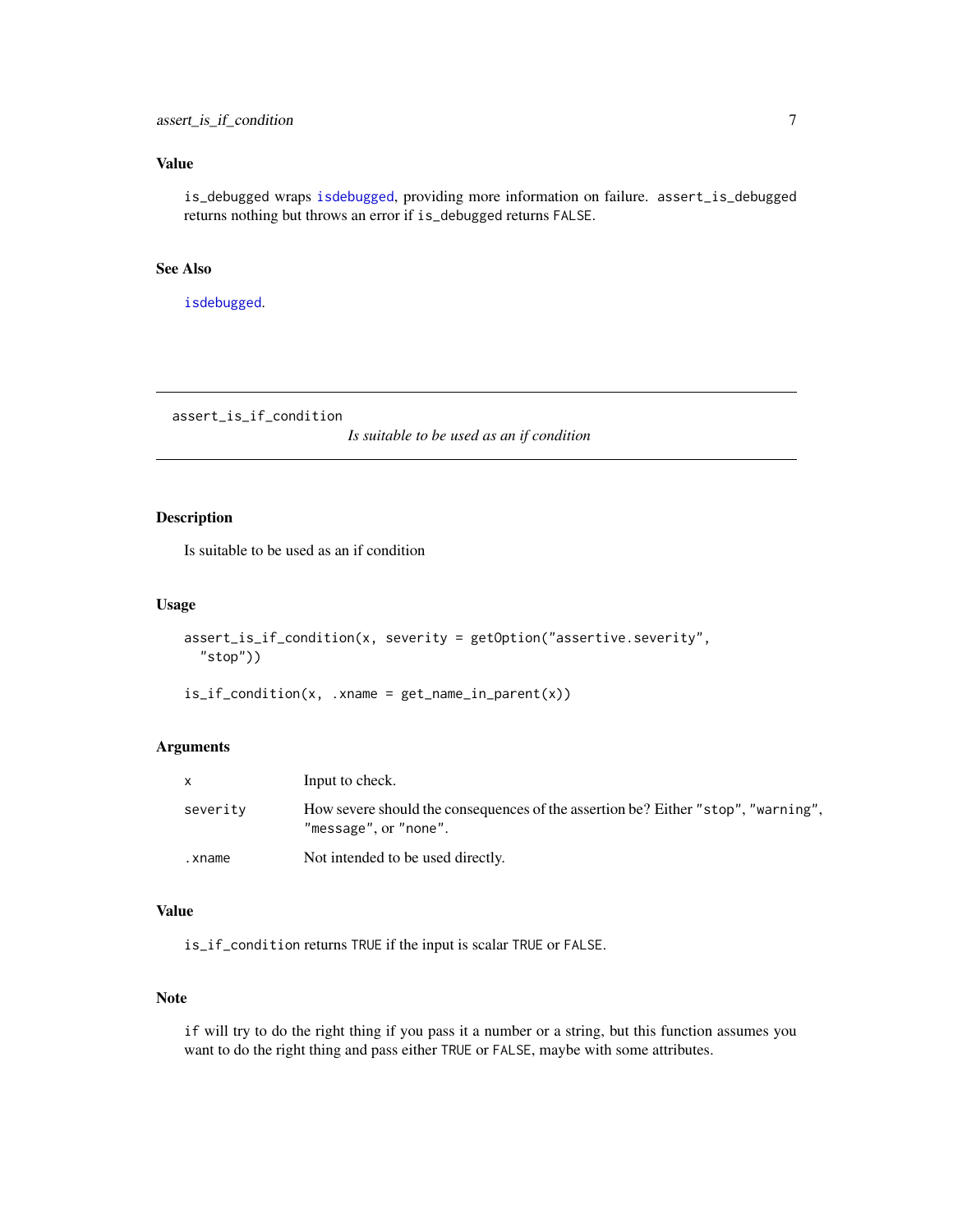## Value

`is_debugged` wraps `isdebugged`, providing more information on failure. `assert_is_debugged` returns nothing but throws an error if `is_debugged` returns `FALSE`.

## See Also

`isdebugged`.

---

# assert_is_if_condition

*Is suitable to be used as an if condition*

## Description

Is suitable to be used as an if condition

## Usage

```
assert_is_if_condition(x, severity = getOption("assertive.severity",
  "stop"))

is_if_condition(x, .xname = get_name_in_parent(x))
```

## Arguments

| | |
|---|---|
| `x` | Input to check. |
| `severity` | How severe should the consequences of the assertion be? Either `"stop"`, `"warning"`, `"message"`, or `"none"`. |
| `.xname` | Not intended to be used directly. |

## Value

`is_if_condition` returns `TRUE` if the input is scalar `TRUE` or `FALSE`.

## Note

`if` will try to do the right thing if you pass it a number or a string, but this function assumes you want to do the right thing and pass either `TRUE` or `FALSE`, maybe with some attributes.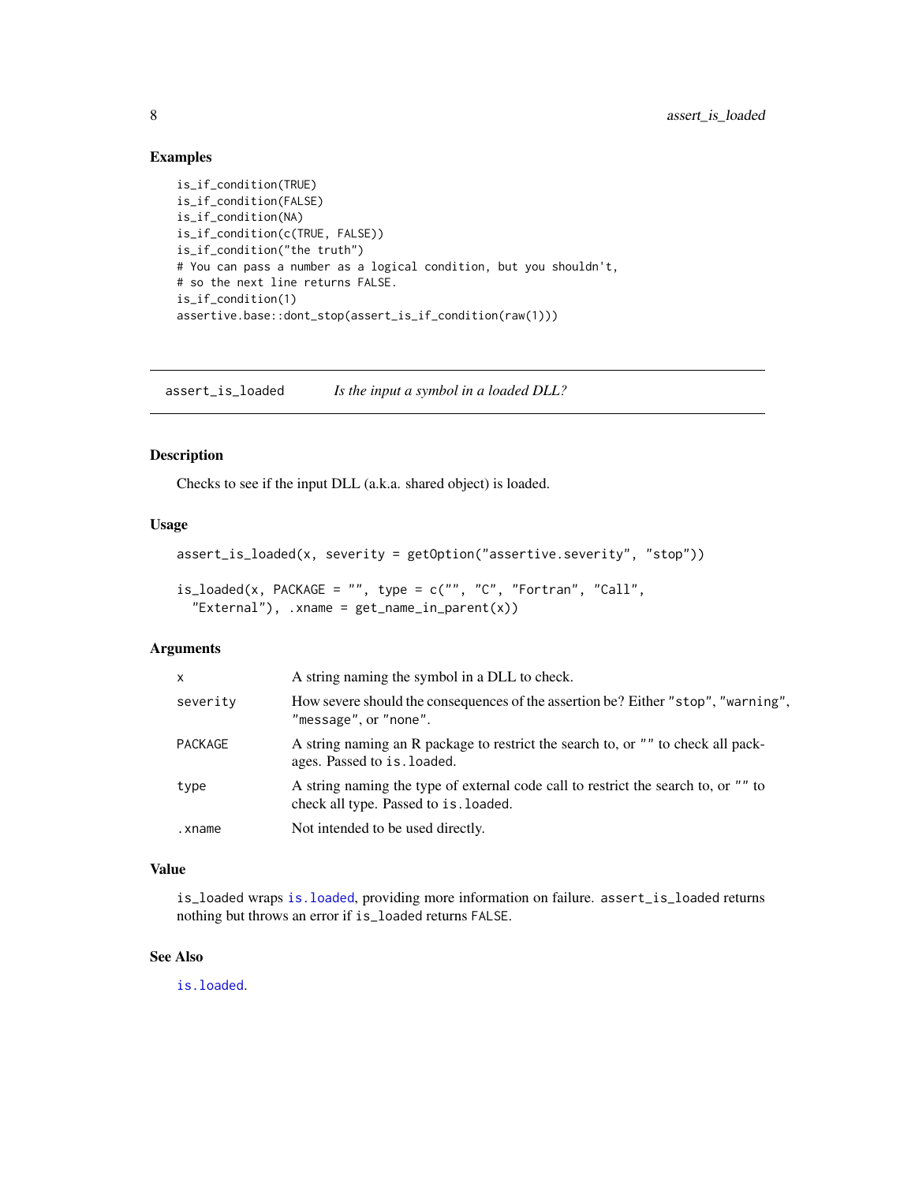### Examples

```
is_if_condition(TRUE)
is_if_condition(FALSE)
is_if_condition(NA)
is_if_condition(c(TRUE, FALSE))
is_if_condition("the truth")
# You can pass a number as a logical condition, but you shouldn't,
# so the next line returns FALSE.
is_if_condition(1)
assertive.base::dont_stop(assert_is_if_condition(raw(1)))
```

---

## assert_is_loaded — *Is the input a symbol in a loaded DLL?*

---

### Description

Checks to see if the input DLL (a.k.a. shared object) is loaded.

### Usage

```
assert_is_loaded(x, severity = getOption("assertive.severity", "stop"))

is_loaded(x, PACKAGE = "", type = c("", "C", "Fortran", "Call",
  "External"), .xname = get_name_in_parent(x))
```

### Arguments

| | |
|---|---|
| x | A string naming the symbol in a DLL to check. |
| severity | How severe should the consequences of the assertion be? Either "stop", "warning", "message", or "none". |
| PACKAGE | A string naming an R package to restrict the search to, or "" to check all packages. Passed to is.loaded. |
| type | A string naming the type of external code call to restrict the search to, or "" to check all type. Passed to is.loaded. |
| .xname | Not intended to be used directly. |

### Value

is_loaded wraps is.loaded, providing more information on failure. assert_is_loaded returns nothing but throws an error if is_loaded returns FALSE.

### See Also

is.loaded.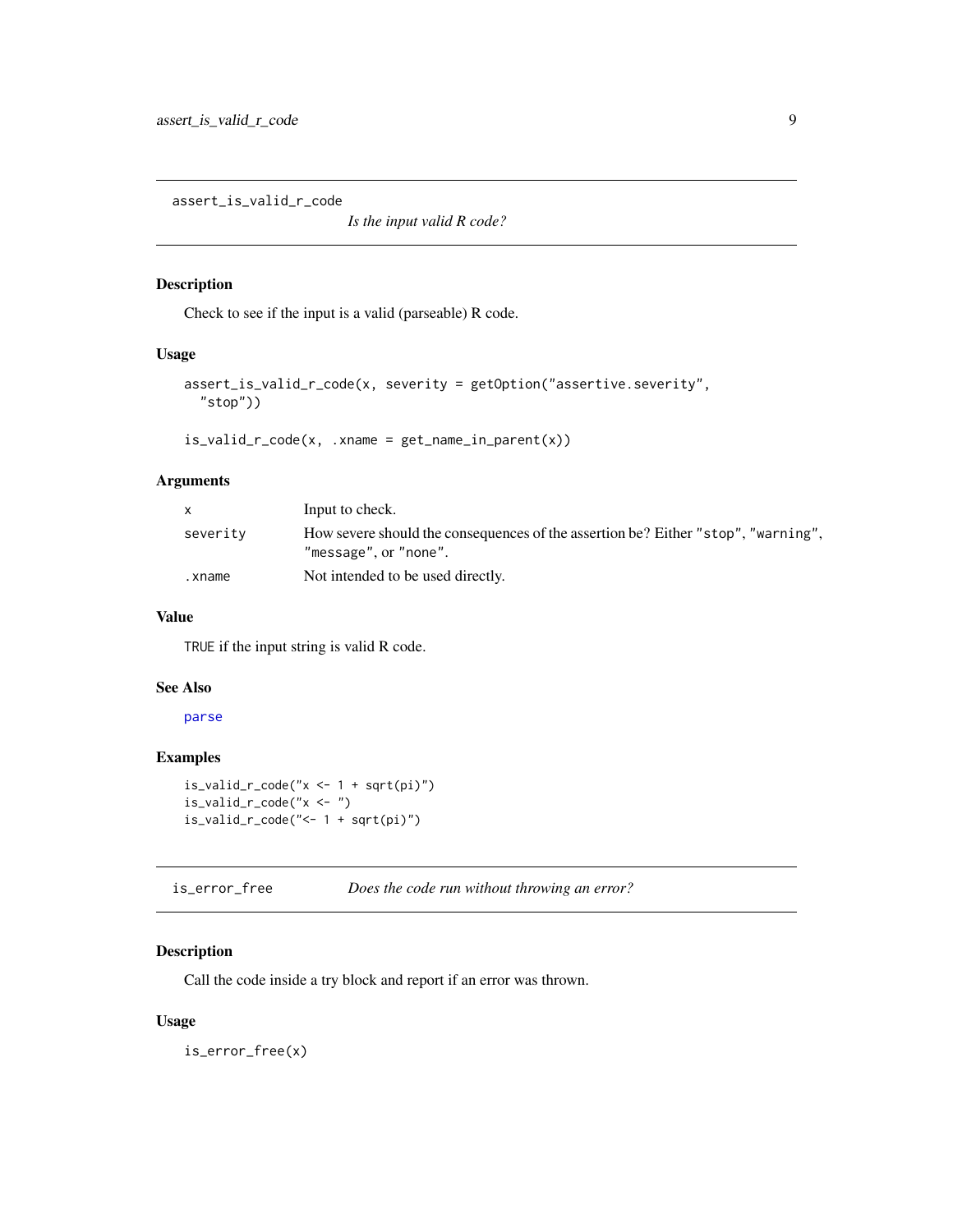## assert_is_valid_r_code

*Is the input valid R code?*

### Description

Check to see if the input is a valid (parseable) R code.

### Usage

```
assert_is_valid_r_code(x, severity = getOption("assertive.severity",
  "stop"))

is_valid_r_code(x, .xname = get_name_in_parent(x))
```

### Arguments

| | |
|---|---|
| x | Input to check. |
| severity | How severe should the consequences of the assertion be? Either "stop", "warning", "message", or "none". |
| .xname | Not intended to be used directly. |

### Value

TRUE if the input string is valid R code.

### See Also

parse

### Examples

```
is_valid_r_code("x <- 1 + sqrt(pi)")
is_valid_r_code("x <- ")
is_valid_r_code("<- 1 + sqrt(pi)")
```

## is_error_free

*Does the code run without throwing an error?*

### Description

Call the code inside a try block and report if an error was thrown.

### Usage

```
is_error_free(x)
```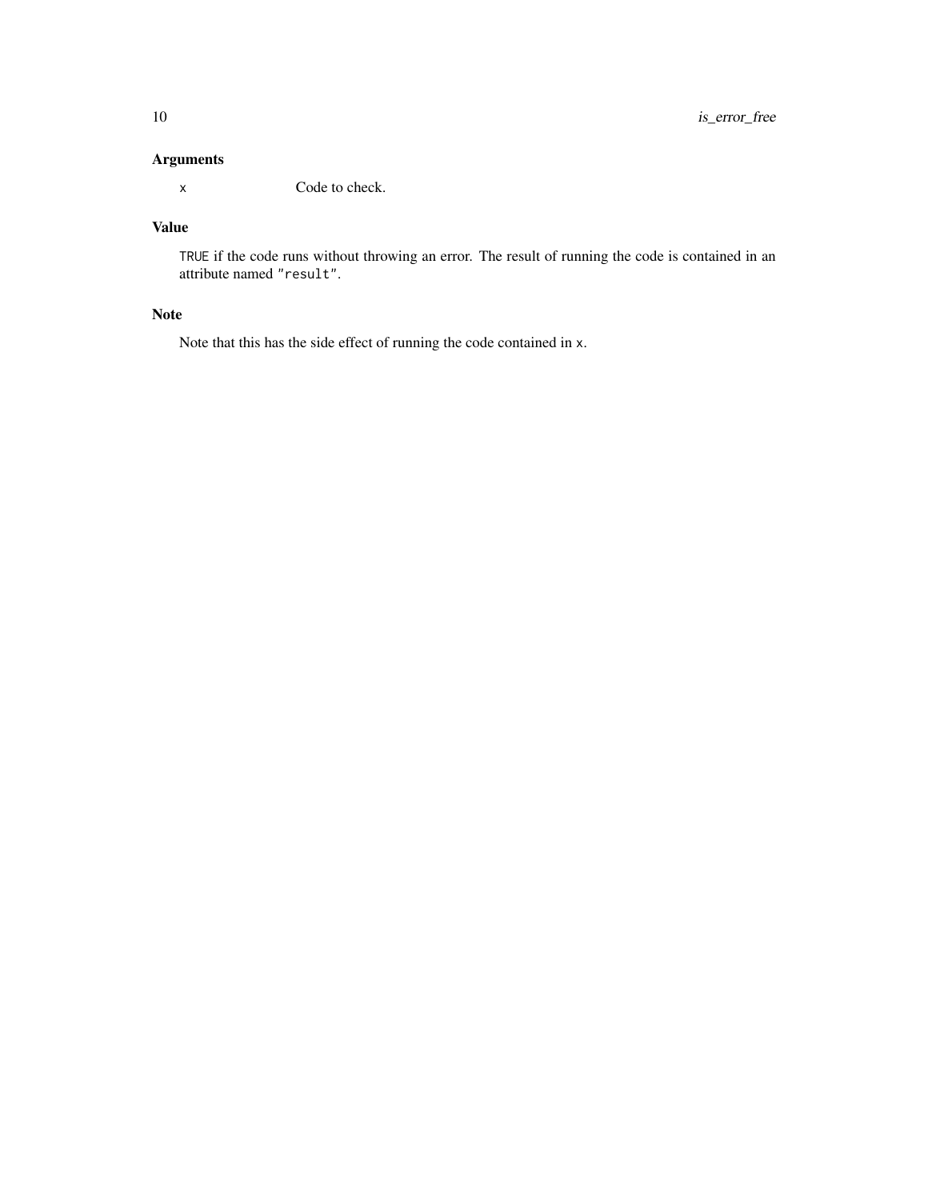### Arguments

| | |
|---|---|
| `x` | Code to check. |

### Value

`TRUE` if the code runs without throwing an error. The result of running the code is contained in an attribute named `"result"`.

### Note

Note that this has the side effect of running the code contained in `x`.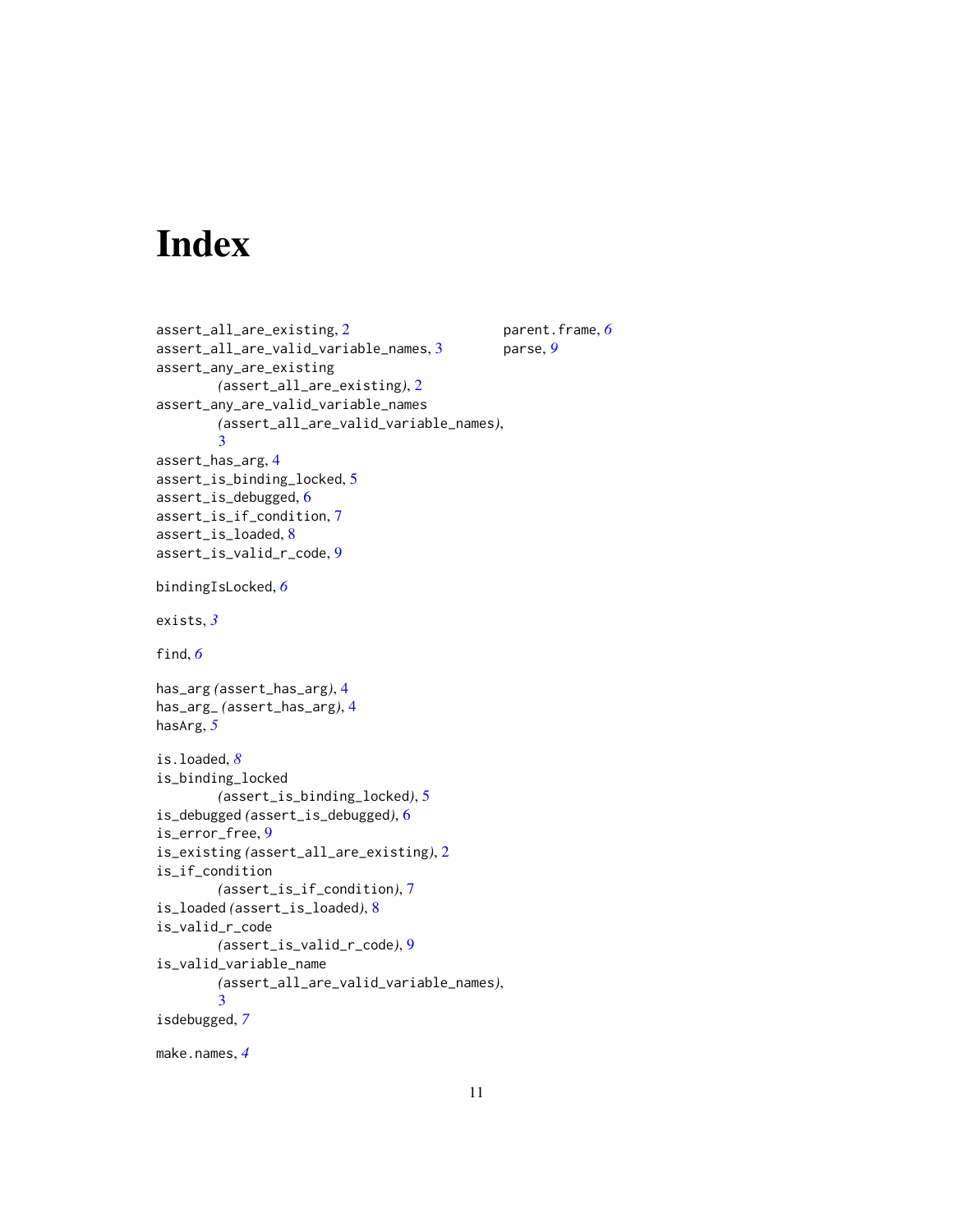# Index

assert_all_are_existing, 2
assert_all_are_valid_variable_names, 3
assert_any_are_existing (assert_all_are_existing), 2
assert_any_are_valid_variable_names (assert_all_are_valid_variable_names), 3
assert_has_arg, 4
assert_is_binding_locked, 5
assert_is_debugged, 6
assert_is_if_condition, 7
assert_is_loaded, 8
assert_is_valid_r_code, 9

bindingIsLocked, *6*

exists, *3*

find, *6*

has_arg (assert_has_arg), 4
has_arg_ (assert_has_arg), 4
hasArg, *5*

is.loaded, *8*
is_binding_locked (assert_is_binding_locked), 5
is_debugged (assert_is_debugged), 6
is_error_free, 9
is_existing (assert_all_are_existing), 2
is_if_condition (assert_is_if_condition), 7
is_loaded (assert_is_loaded), 8
is_valid_r_code (assert_is_valid_r_code), 9
is_valid_variable_name (assert_all_are_valid_variable_names), 3
isdebugged, *7*

make.names, *4*

parent.frame, *6*
parse, *9*